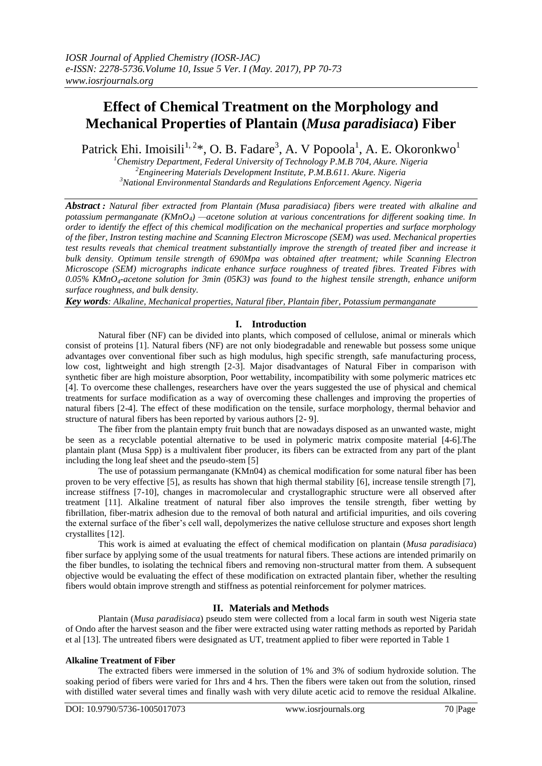# Effect of Chemical Treatment on the Morphology and Mechanical Properties of Plantain (*Musa paradisiaca*) Fiber

Patrick Ehi. Imoisili[1, 2]*, O. B. Fadare[3], A. V Popoola[1], A. E. Okoronkwo[1]

[1]Chemistry Department, Federal University of Technology P.M.B 704, Akure. Nigeria
[2]Engineering Materials Development Institute, P.M.B.611. Akure. Nigeria
[3]National Environmental Standards and Regulations Enforcement Agency. Nigeria

***Abstract :*** *Natural fiber extracted from Plantain (Musa paradisiaca) fibers were treated with alkaline and potassium permanganate ($KMnO_4$) —acetone solution at various concentrations for different soaking time. In order to identify the effect of this chemical modification on the mechanical properties and surface morphology of the fiber, Instron testing machine and Scanning Electron Microscope (SEM) was used. Mechanical properties test results reveals that chemical treatment substantially improve the strength of treated fiber and increase it bulk density. Optimum tensile strength of 690Mpa was obtained after treatment; while Scanning Electron Microscope (SEM) micrographs indicate enhance surface roughness of treated fibres. Treated Fibres with 0.05% $KMnO_4$-acetone solution for 3min (05K3) was found to the highest tensile strength, enhance uniform surface roughness, and bulk density.*

***Key words****: Alkaline, Mechanical properties, Natural fiber, Plantain fiber, Potassium permanganate*

## I. Introduction

Natural fiber (NF) can be divided into plants, which composed of cellulose, animal or minerals which consist of proteins [1]. Natural fibers (NF) are not only biodegradable and renewable but possess some unique advantages over conventional fiber such as high modulus, high specific strength, safe manufacturing process, low cost, lightweight and high strength [2-3]. Major disadvantages of Natural Fiber in comparison with synthetic fiber are high moisture absorption, Poor wettability, incompatibility with some polymeric matrices etc [4]. To overcome these challenges, researchers have over the years suggested the use of physical and chemical treatments for surface modification as a way of overcoming these challenges and improving the properties of natural fibers [2-4]. The effect of these modification on the tensile, surface morphology, thermal behavior and structure of natural fibers has been reported by various authors [2- 9].

The fiber from the plantain empty fruit bunch that are nowadays disposed as an unwanted waste, might be seen as a recyclable potential alternative to be used in polymeric matrix composite material [4-6].The plantain plant (Musa Spp) is a multivalent fiber producer, its fibers can be extracted from any part of the plant including the long leaf sheet and the pseudo-stem [5]

The use of potassium permanganate (KMn04) as chemical modification for some natural fiber has been proven to be very effective [5], as results has shown that high thermal stability [6], increase tensile strength [7], increase stiffness [7-10], changes in macromolecular and crystallographic structure were all observed after treatment [11]. Alkaline treatment of natural fiber also improves the tensile strength, fiber wetting by fibrillation, fiber-matrix adhesion due to the removal of both natural and artificial impurities, and oils covering the external surface of the fiber's cell wall, depolymerizes the native cellulose structure and exposes short length crystallites [12].

This work is aimed at evaluating the effect of chemical modification on plantain (*Musa paradisiaca*) fiber surface by applying some of the usual treatments for natural fibers. These actions are intended primarily on the fiber bundles, to isolating the technical fibers and removing non-structural matter from them. A subsequent objective would be evaluating the effect of these modification on extracted plantain fiber, whether the resulting fibers would obtain improve strength and stiffness as potential reinforcement for polymer matrices.

## II. Materials and Methods

Plantain (*Musa paradisiaca*) pseudo stem were collected from a local farm in south west Nigeria state of Ondo after the harvest season and the fiber were extracted using water ratting methods as reported by Paridah et al [13]. The untreated fibers were designated as UT, treatment applied to fiber were reported in Table 1

**Alkaline Treatment of Fiber**

The extracted fibers were immersed in the solution of 1% and 3% of sodium hydroxide solution. The soaking period of fibers were varied for 1hrs and 4 hrs. Then the fibers were taken out from the solution, rinsed with distilled water several times and finally wash with very dilute acetic acid to remove the residual Alkaline.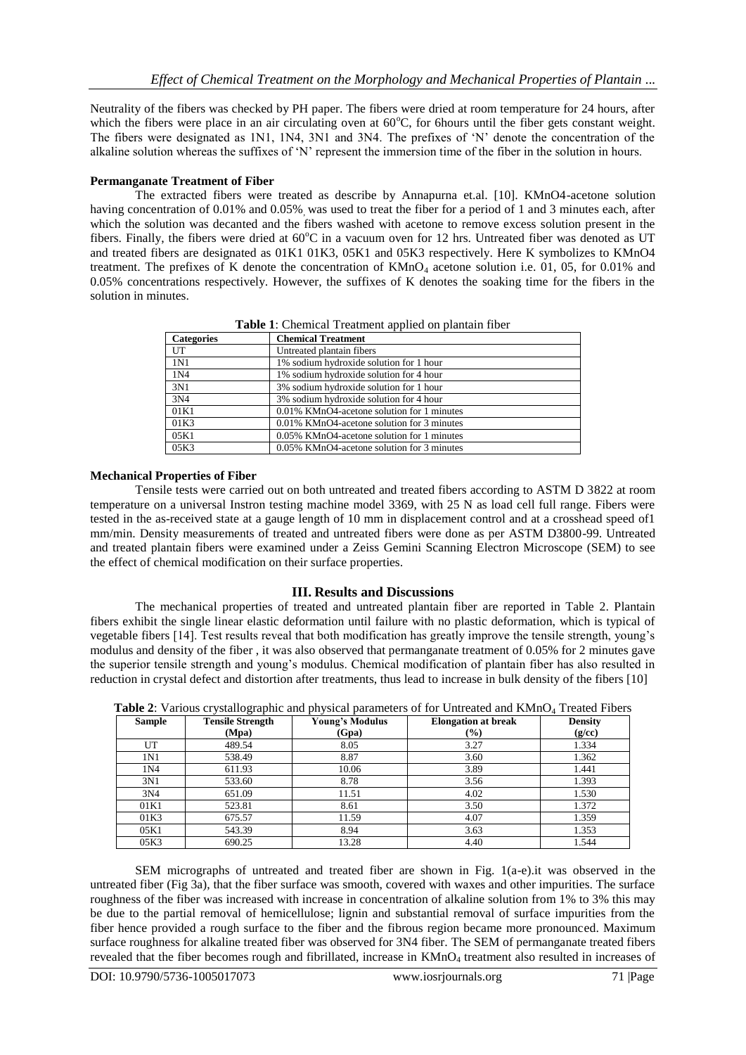Neutrality of the fibers was checked by PH paper. The fibers were dried at room temperature for 24 hours, after which the fibers were place in an air circulating oven at 60°C, for 6hours until the fiber gets constant weight. The fibers were designated as 1N1, 1N4, 3N1 and 3N4. The prefixes of 'N' denote the concentration of the alkaline solution whereas the suffixes of 'N' represent the immersion time of the fiber in the solution in hours.

**Permanganate Treatment of Fiber**

The extracted fibers were treated as describe by Annapurna et.al. [10]. KMnO4-acetone solution having concentration of 0.01% and 0.05%, was used to treat the fiber for a period of 1 and 3 minutes each, after which the solution was decanted and the fibers washed with acetone to remove excess solution present in the fibers. Finally, the fibers were dried at 60°C in a vacuum oven for 12 hrs. Untreated fiber was denoted as UT and treated fibers are designated as 01K1 01K3, 05K1 and 05K3 respectively. Here K symbolizes to KMnO4 treatment. The prefixes of K denote the concentration of $KMnO_4$ acetone solution i.e. 01, 05, for 0.01% and 0.05% concentrations respectively. However, the suffixes of K denotes the soaking time for the fibers in the solution in minutes.

**Table 1**: Chemical Treatment applied on plantain fiber

| Categories | Chemical Treatment |
|---|---|
| UT | Untreated plantain fibers |
| 1N1 | 1% sodium hydroxide solution for 1 hour |
| 1N4 | 1% sodium hydroxide solution for 4 hour |
| 3N1 | 3% sodium hydroxide solution for 1 hour |
| 3N4 | 3% sodium hydroxide solution for 4 hour |
| 01K1 | 0.01% KMnO4-acetone solution for 1 minutes |
| 01K3 | 0.01% KMnO4-acetone solution for 3 minutes |
| 05K1 | 0.05% KMnO4-acetone solution for 1 minutes |
| 05K3 | 0.05% KMnO4-acetone solution for 3 minutes |

**Mechanical Properties of Fiber**

Tensile tests were carried out on both untreated and treated fibers according to ASTM D 3822 at room temperature on a universal Instron testing machine model 3369, with 25 N as load cell full range. Fibers were tested in the as-received state at a gauge length of 10 mm in displacement control and at a crosshead speed of1 mm/min. Density measurements of treated and untreated fibers were done as per ASTM D3800-99. Untreated and treated plantain fibers were examined under a Zeiss Gemini Scanning Electron Microscope (SEM) to see the effect of chemical modification on their surface properties.

## III. Results and Discussions

The mechanical properties of treated and untreated plantain fiber are reported in Table 2. Plantain fibers exhibit the single linear elastic deformation until failure with no plastic deformation, which is typical of vegetable fibers [14]. Test results reveal that both modification has greatly improve the tensile strength, young's modulus and density of the fiber , it was also observed that permanganate treatment of 0.05% for 2 minutes gave the superior tensile strength and young's modulus. Chemical modification of plantain fiber has also resulted in reduction in crystal defect and distortion after treatments, thus lead to increase in bulk density of the fibers [10]

**Table 2**: Various crystallographic and physical parameters of for Untreated and $KMnO_4$ Treated Fibers

| Sample | Tensile Strength (Mpa) | Young's Modulus (Gpa) | Elongation at break (%) | Density (g/cc) |
|---|---|---|---|---|
| UT | 489.54 | 8.05 | 3.27 | 1.334 |
| 1N1 | 538.49 | 8.87 | 3.60 | 1.362 |
| 1N4 | 611.93 | 10.06 | 3.89 | 1.441 |
| 3N1 | 533.60 | 8.78 | 3.56 | 1.393 |
| 3N4 | 651.09 | 11.51 | 4.02 | 1.530 |
| 01K1 | 523.81 | 8.61 | 3.50 | 1.372 |
| 01K3 | 675.57 | 11.59 | 4.07 | 1.359 |
| 05K1 | 543.39 | 8.94 | 3.63 | 1.353 |
| 05K3 | 690.25 | 13.28 | 4.40 | 1.544 |

SEM micrographs of untreated and treated fiber are shown in Fig. 1(a-e).it was observed in the untreated fiber (Fig 3a), that the fiber surface was smooth, covered with waxes and other impurities. The surface roughness of the fiber was increased with increase in concentration of alkaline solution from 1% to 3% this may be due to the partial removal of hemicellulose; lignin and substantial removal of surface impurities from the fiber hence provided a rough surface to the fiber and the fibrous region became more pronounced. Maximum surface roughness for alkaline treated fiber was observed for 3N4 fiber. The SEM of permanganate treated fibers revealed that the fiber becomes rough and fibrillated, increase in $KMnO_4$ treatment also resulted in increases of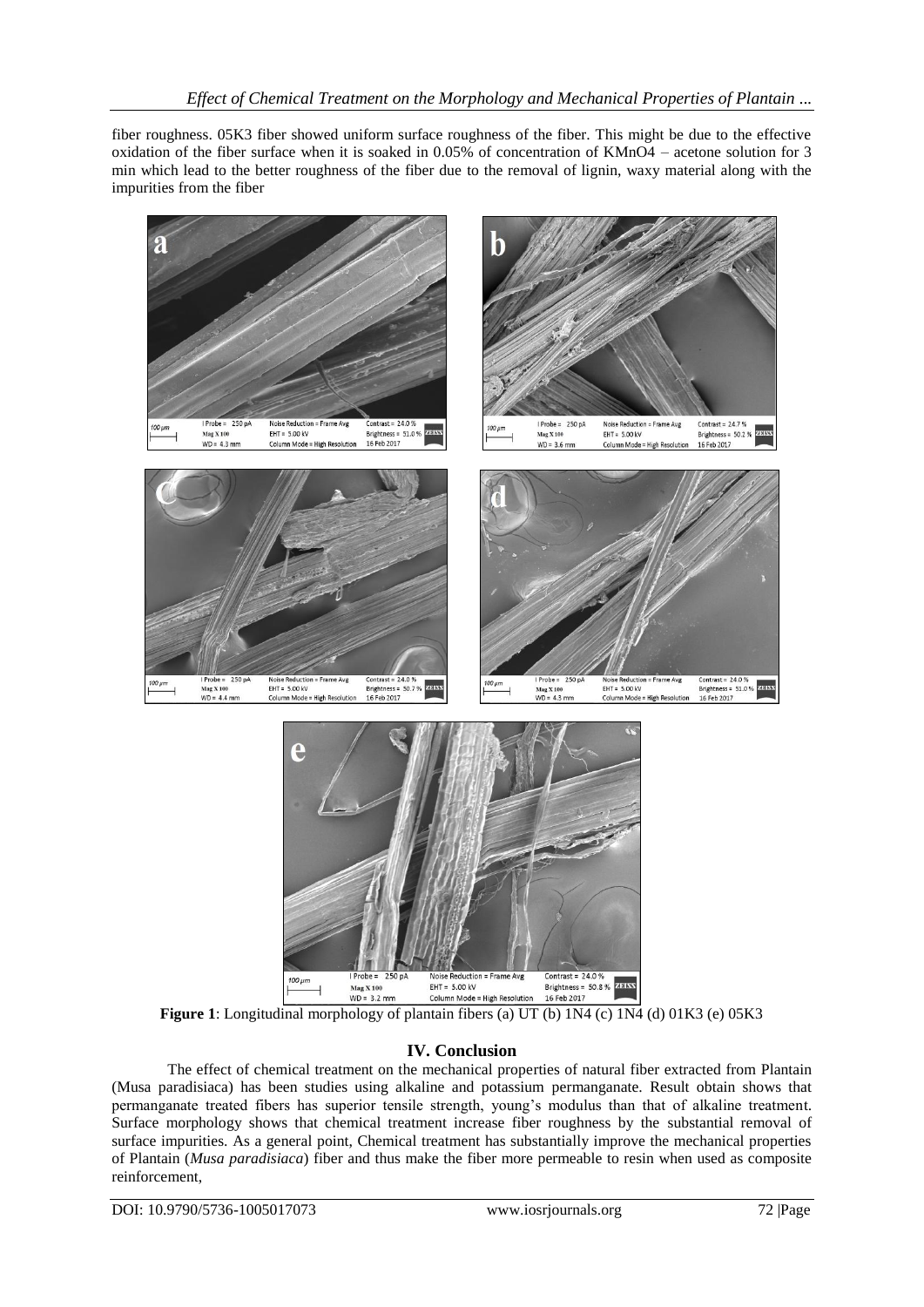fiber roughness. 05K3 fiber showed uniform surface roughness of the fiber. This might be due to the effective oxidation of the fiber surface when it is soaked in 0.05% of concentration of $KMnO_4$ – acetone solution for 3 min which lead to the better roughness of the fiber due to the removal of lignin, waxy material along with the impurities from the fiber

**Figure 1**: Longitudinal morphology of plantain fibers (a) UT (b) 1N4 (c) 1N4 (d) 01K3 (e) 05K3

## IV. Conclusion

The effect of chemical treatment on the mechanical properties of natural fiber extracted from Plantain (Musa paradisiaca) has been studies using alkaline and potassium permanganate. Result obtain shows that permanganate treated fibers has superior tensile strength, young's modulus than that of alkaline treatment. Surface morphology shows that chemical treatment increase fiber roughness by the substantial removal of surface impurities. As a general point, Chemical treatment has substantially improve the mechanical properties of Plantain (*Musa paradisiaca*) fiber and thus make the fiber more permeable to resin when used as composite reinforcement,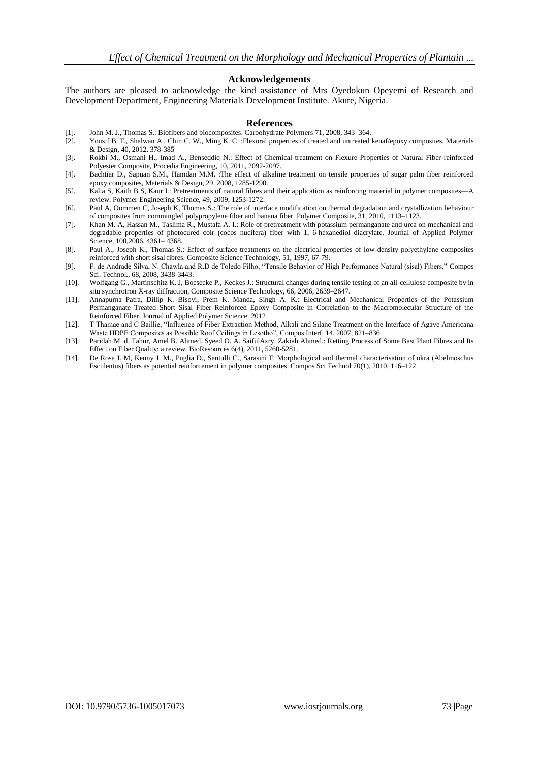## Acknowledgements

The authors are pleased to acknowledge the kind assistance of Mrs Oyedokun Opeyemi of Research and Development Department, Engineering Materials Development Institute. Akure, Nigeria.

## References

[1]. John M. J., Thomas S.: Biofibers and biocomposites. Carbohydrate Polymers 71, 2008, 343–364.

[2]. Yousif B. F., Shalwan A., Chin C. W., Ming K. C. :Flexural properties of treated and untreated kenaf/epoxy composites, Materials & Design, 40, 2012. 378-385

[3]. Rokbi M., Osmani H., Imad A., Benseddiq N.: Effect of Chemical treatment on Flexure Properties of Natural Fiber-reinforced Polyester Composite, Procedia Engineering, 10, 2011, 2092-2097.

[4]. Bachtiar D., Sapuan S.M., Hamdan M.M. :The effect of alkaline treatment on tensile properties of sugar palm fiber reinforced epoxy composites, Materials & Design, 29, 2008, 1285-1290.

[5]. Kalia S, Kaith B S, Kaur I.: Pretreatments of natural fibres and their application as reinforcing material in polymer composites—A review. Polymer Engineering Science, 49, 2009, 1253-1272.

[6]. Paul A, Oommen C, Joseph K, Thomas S.: The role of interface modification on thermal degradation and crystallization behaviour of composites from commingled polypropylene fiber and banana fiber. Polymer Composite, 31, 2010, 1113–1123.

[7]. Khan M. A, Hassan M., Taslima R., Mustafa A. I.: Role of pretreatment with potassium permanganate and urea on mechanical and degradable properties of photocured coir (cocos nucifera) fiber with 1, 6-hexanediol diacrylate. Journal of Applied Polymer Science, 100,2006, 4361– 4368.

[8]. Paul A., Joseph K., Thomas S.: Effect of surface treatments on the electrical properties of low-density polyethylene composites reinforced with short sisal fibres. Composite Science Technology, 51, 1997, 67-79.

[9]. F. de Andrade Silva, N. Chawla and R.D de Toledo Filho, "Tensile Behavior of High Performance Natural (sisal) Fibers," Compos Sci. Technol., 68, 2008, 3438-3443.

[10]. Wolfgang G., Martinschitz K. J, Boesecke P., Keckes J.: Structural changes during tensile testing of an all-cellulose composite by in situ synchrotron X-ray diffraction, Composite Science Technology, 66, 2006, 2639–2647.

[11]. Annapurna Patra, Dillip K. Bisoyi, Prem K. Manda, Singh A. K.: Electrical and Mechanical Properties of the Potassium Permanganate Treated Short Sisal Fiber Reinforced Epoxy Composite in Correlation to the Macromolecular Structure of the Reinforced Fiber. Journal of Applied Polymer Science. 2012

[12]. T Thamae and C Baillie, "Influence of Fiber Extraction Method, Alkali and Silane Treatment on the Interface of Agave Americana Waste HDPE Composites as Possible Roof Ceilings in Lesotho", Compos Interf, 14, 2007, 821–836.

[13]. Paridah M. d. Tahur, Amel B. Ahmed, Syeed O. A. SaifulAzry, Zakiah Ahmed.: Retting Process of Some Bast Plant Fibres and Its Effect on Fiber Quality: a review. BioResources 6(4), 2011, 5260-5281.

[14]. De Rosa I. M, Kenny J. M., Puglia D., Santulli C., Sarasini F. Morphological and thermal characterisation of okra (Abelmoschus Esculentus) fibers as potential reinforcement in polymer composites. Compos Sci Technol 70(1), 2010, 116–122